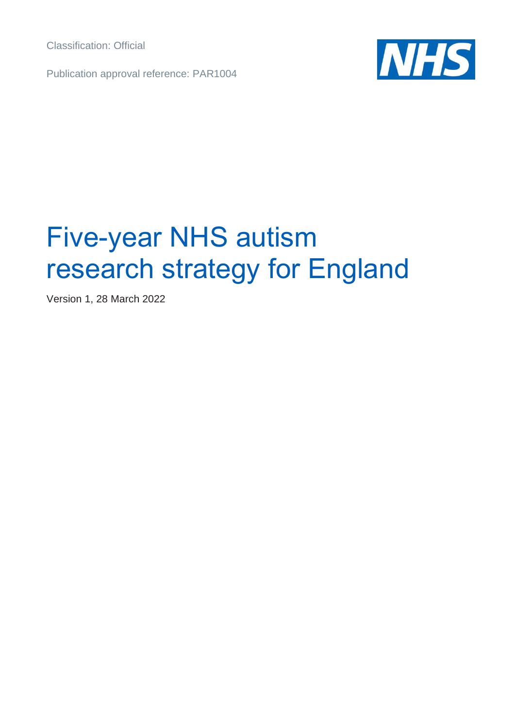Classification: Official

Publication approval reference: PAR1004

# Five-year NHS autism research strategy for England

Version 1, 28 March 2022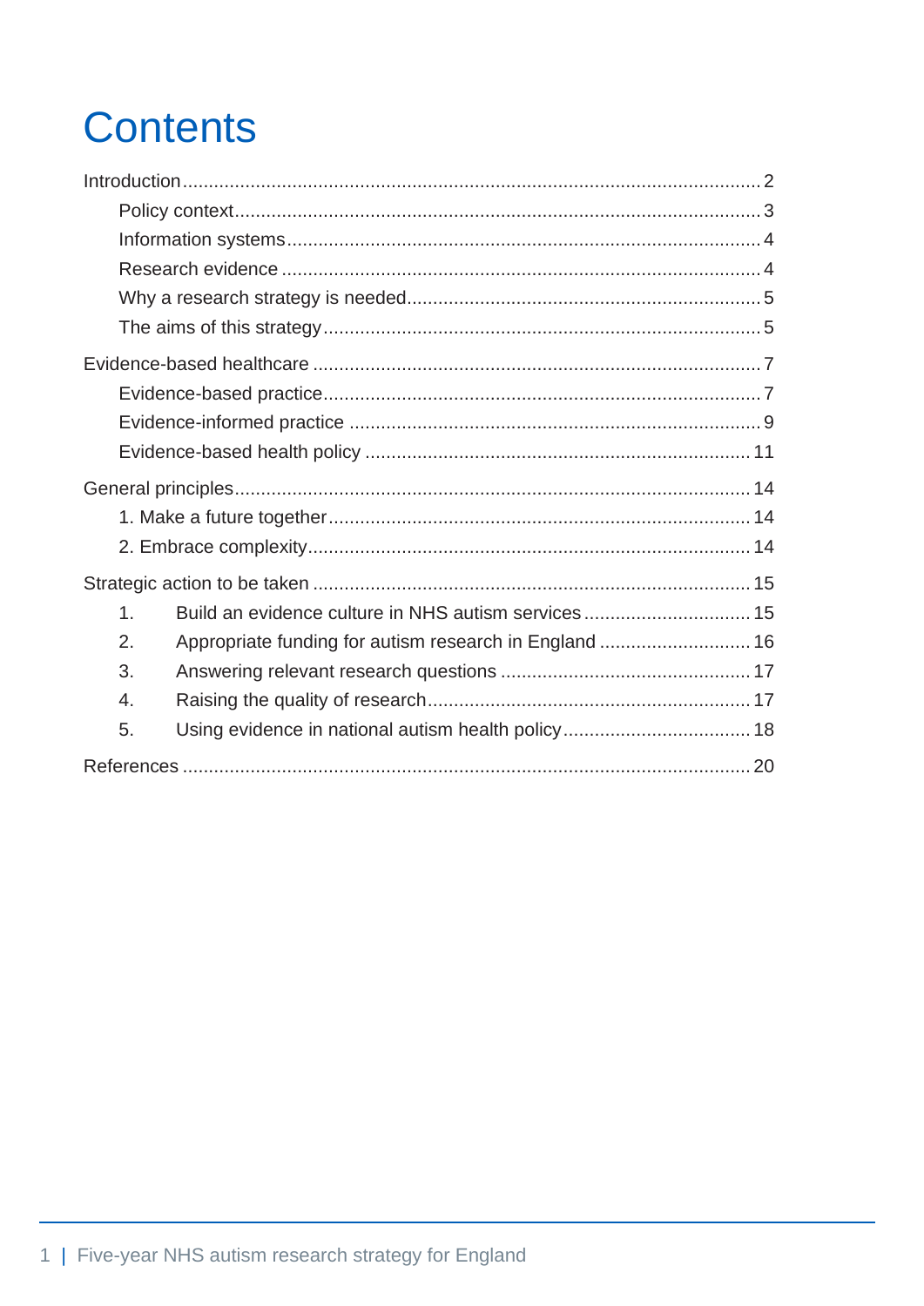# Contents

Introduction ... 2
- Policy context ... 3
- Information systems ... 4
- Research evidence ... 4
- Why a research strategy is needed ... 5
- The aims of this strategy ... 5

Evidence-based healthcare ... 7
- Evidence-based practice ... 7
- Evidence-informed practice ... 9
- Evidence-based health policy ... 11

General principles ... 14
- 1. Make a future together ... 14
- 2. Embrace complexity ... 14

Strategic action to be taken ... 15
1. Build an evidence culture in NHS autism services ... 15
2. Appropriate funding for autism research in England ... 16
3. Answering relevant research questions ... 17
4. Raising the quality of research ... 17
5. Using evidence in national autism health policy ... 18

References ... 20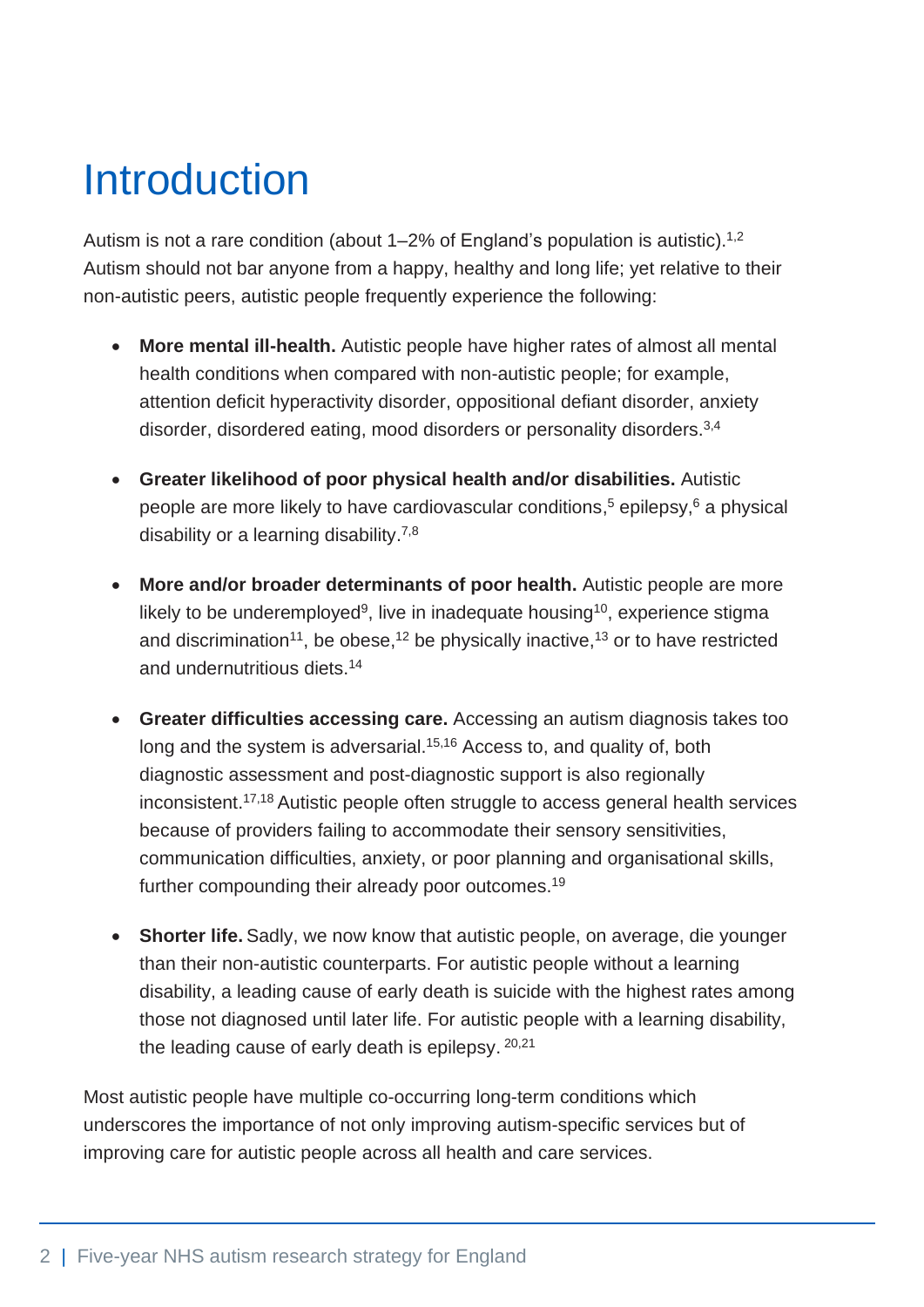# Introduction

Autism is not a rare condition (about 1–2% of England's population is autistic).[1,2] Autism should not bar anyone from a happy, healthy and long life; yet relative to their non-autistic peers, autistic people frequently experience the following:

- **More mental ill-health.** Autistic people have higher rates of almost all mental health conditions when compared with non-autistic people; for example, attention deficit hyperactivity disorder, oppositional defiant disorder, anxiety disorder, disordered eating, mood disorders or personality disorders.[3,4]

- **Greater likelihood of poor physical health and/or disabilities.** Autistic people are more likely to have cardiovascular conditions,[5] epilepsy,[6] a physical disability or a learning disability.[7,8]

- **More and/or broader determinants of poor health.** Autistic people are more likely to be underemployed[9], live in inadequate housing[10], experience stigma and discrimination[11], be obese,[12] be physically inactive,[13] or to have restricted and undernutritious diets.[14]

- **Greater difficulties accessing care.** Accessing an autism diagnosis takes too long and the system is adversarial.[15,16] Access to, and quality of, both diagnostic assessment and post-diagnostic support is also regionally inconsistent.[17,18] Autistic people often struggle to access general health services because of providers failing to accommodate their sensory sensitivities, communication difficulties, anxiety, or poor planning and organisational skills, further compounding their already poor outcomes.[19]

- **Shorter life.** Sadly, we now know that autistic people, on average, die younger than their non-autistic counterparts. For autistic people without a learning disability, a leading cause of early death is suicide with the highest rates among those not diagnosed until later life. For autistic people with a learning disability, the leading cause of early death is epilepsy. [20,21]

Most autistic people have multiple co-occurring long-term conditions which underscores the importance of not only improving autism-specific services but of improving care for autistic people across all health and care services.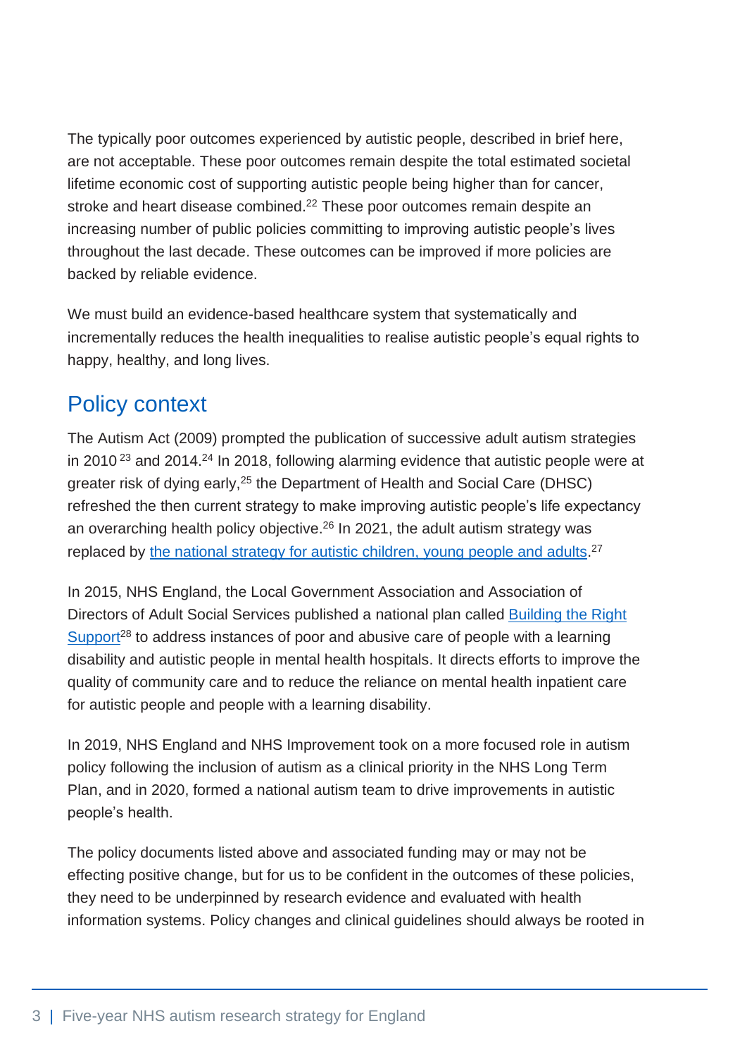The typically poor outcomes experienced by autistic people, described in brief here, are not acceptable. These poor outcomes remain despite the total estimated societal lifetime economic cost of supporting autistic people being higher than for cancer, stroke and heart disease combined.[22] These poor outcomes remain despite an increasing number of public policies committing to improving autistic people's lives throughout the last decade. These outcomes can be improved if more policies are backed by reliable evidence.

We must build an evidence-based healthcare system that systematically and incrementally reduces the health inequalities to realise autistic people's equal rights to happy, healthy, and long lives.

## Policy context

The Autism Act (2009) prompted the publication of successive adult autism strategies in 2010[23] and 2014.[24] In 2018, following alarming evidence that autistic people were at greater risk of dying early,[25] the Department of Health and Social Care (DHSC) refreshed the then current strategy to make improving autistic people's life expectancy an overarching health policy objective.[26] In 2021, the adult autism strategy was replaced by the national strategy for autistic children, young people and adults.[27]

In 2015, NHS England, the Local Government Association and Association of Directors of Adult Social Services published a national plan called Building the Right Support[28] to address instances of poor and abusive care of people with a learning disability and autistic people in mental health hospitals. It directs efforts to improve the quality of community care and to reduce the reliance on mental health inpatient care for autistic people and people with a learning disability.

In 2019, NHS England and NHS Improvement took on a more focused role in autism policy following the inclusion of autism as a clinical priority in the NHS Long Term Plan, and in 2020, formed a national autism team to drive improvements in autistic people's health.

The policy documents listed above and associated funding may or may not be effecting positive change, but for us to be confident in the outcomes of these policies, they need to be underpinned by research evidence and evaluated with health information systems. Policy changes and clinical guidelines should always be rooted in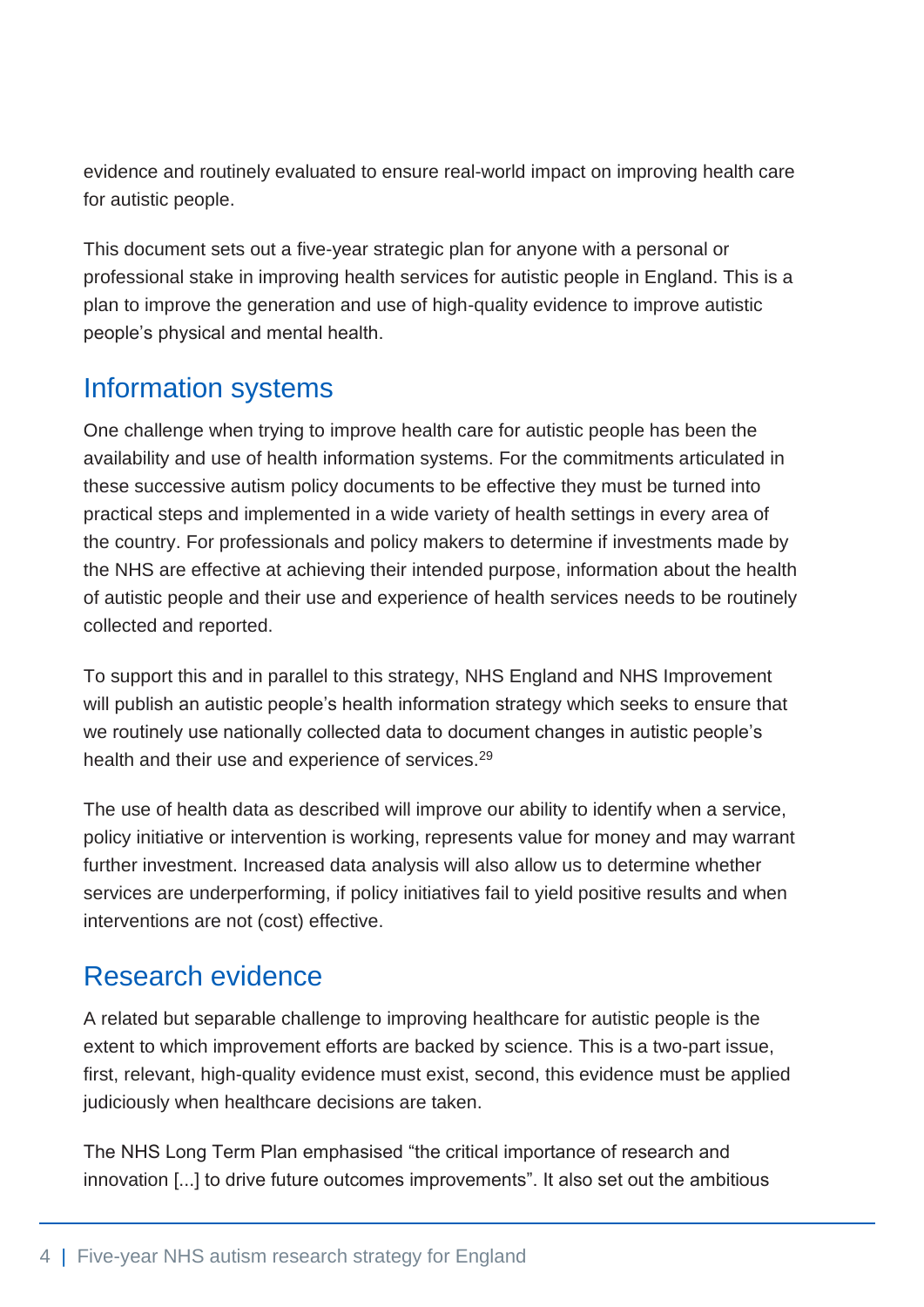evidence and routinely evaluated to ensure real-world impact on improving health care for autistic people.

This document sets out a five-year strategic plan for anyone with a personal or professional stake in improving health services for autistic people in England. This is a plan to improve the generation and use of high-quality evidence to improve autistic people's physical and mental health.

## Information systems

One challenge when trying to improve health care for autistic people has been the availability and use of health information systems. For the commitments articulated in these successive autism policy documents to be effective they must be turned into practical steps and implemented in a wide variety of health settings in every area of the country. For professionals and policy makers to determine if investments made by the NHS are effective at achieving their intended purpose, information about the health of autistic people and their use and experience of health services needs to be routinely collected and reported.

To support this and in parallel to this strategy, NHS England and NHS Improvement will publish an autistic people's health information strategy which seeks to ensure that we routinely use nationally collected data to document changes in autistic people's health and their use and experience of services.[29]

The use of health data as described will improve our ability to identify when a service, policy initiative or intervention is working, represents value for money and may warrant further investment. Increased data analysis will also allow us to determine whether services are underperforming, if policy initiatives fail to yield positive results and when interventions are not (cost) effective.

## Research evidence

A related but separable challenge to improving healthcare for autistic people is the extent to which improvement efforts are backed by science. This is a two-part issue, first, relevant, high-quality evidence must exist, second, this evidence must be applied judiciously when healthcare decisions are taken.

The NHS Long Term Plan emphasised "the critical importance of research and innovation [...] to drive future outcomes improvements". It also set out the ambitious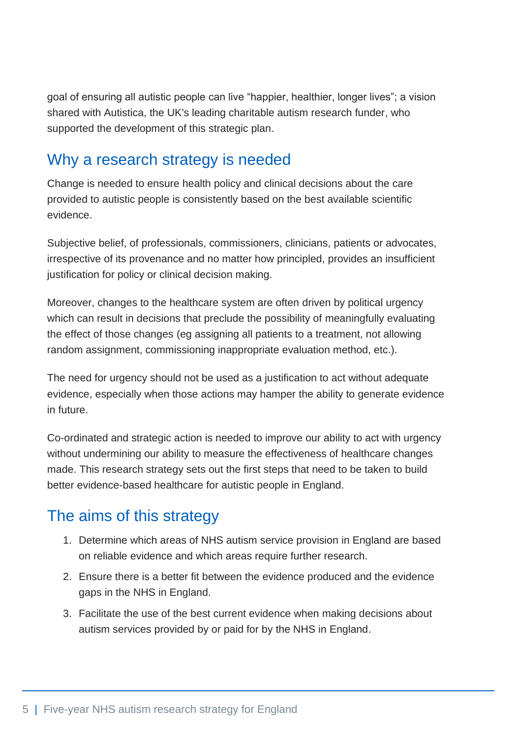goal of ensuring all autistic people can live “happier, healthier, longer lives”; a vision shared with Autistica, the UK's leading charitable autism research funder, who supported the development of this strategic plan.

## Why a research strategy is needed

Change is needed to ensure health policy and clinical decisions about the care provided to autistic people is consistently based on the best available scientific evidence.

Subjective belief, of professionals, commissioners, clinicians, patients or advocates, irrespective of its provenance and no matter how principled, provides an insufficient justification for policy or clinical decision making.

Moreover, changes to the healthcare system are often driven by political urgency which can result in decisions that preclude the possibility of meaningfully evaluating the effect of those changes (eg assigning all patients to a treatment, not allowing random assignment, commissioning inappropriate evaluation method, etc.).

The need for urgency should not be used as a justification to act without adequate evidence, especially when those actions may hamper the ability to generate evidence in future.

Co-ordinated and strategic action is needed to improve our ability to act with urgency without undermining our ability to measure the effectiveness of healthcare changes made. This research strategy sets out the first steps that need to be taken to build better evidence-based healthcare for autistic people in England.

## The aims of this strategy

1. Determine which areas of NHS autism service provision in England are based on reliable evidence and which areas require further research.
2. Ensure there is a better fit between the evidence produced and the evidence gaps in the NHS in England.
3. Facilitate the use of the best current evidence when making decisions about autism services provided by or paid for by the NHS in England.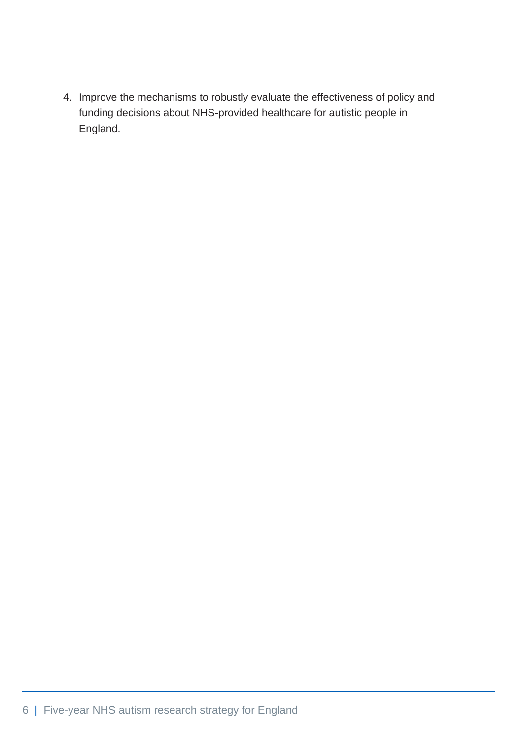4. Improve the mechanisms to robustly evaluate the effectiveness of policy and funding decisions about NHS-provided healthcare for autistic people in England.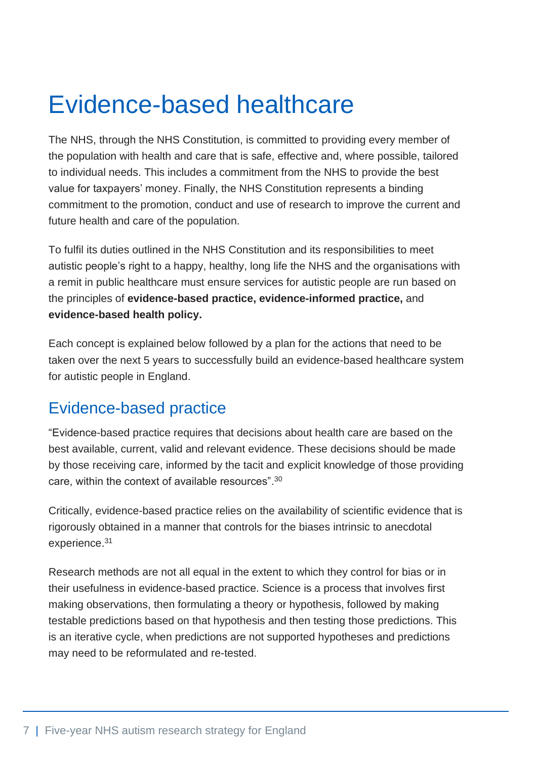# Evidence-based healthcare

The NHS, through the NHS Constitution, is committed to providing every member of the population with health and care that is safe, effective and, where possible, tailored to individual needs. This includes a commitment from the NHS to provide the best value for taxpayers' money. Finally, the NHS Constitution represents a binding commitment to the promotion, conduct and use of research to improve the current and future health and care of the population.

To fulfil its duties outlined in the NHS Constitution and its responsibilities to meet autistic people's right to a happy, healthy, long life the NHS and the organisations with a remit in public healthcare must ensure services for autistic people are run based on the principles of **evidence-based practice, evidence-informed practice,** and **evidence-based health policy.**

Each concept is explained below followed by a plan for the actions that need to be taken over the next 5 years to successfully build an evidence-based healthcare system for autistic people in England.

## Evidence-based practice

"Evidence-based practice requires that decisions about health care are based on the best available, current, valid and relevant evidence. These decisions should be made by those receiving care, informed by the tacit and explicit knowledge of those providing care, within the context of available resources".[30]

Critically, evidence-based practice relies on the availability of scientific evidence that is rigorously obtained in a manner that controls for the biases intrinsic to anecdotal experience.[31]

Research methods are not all equal in the extent to which they control for bias or in their usefulness in evidence-based practice. Science is a process that involves first making observations, then formulating a theory or hypothesis, followed by making testable predictions based on that hypothesis and then testing those predictions. This is an iterative cycle, when predictions are not supported hypotheses and predictions may need to be reformulated and re-tested.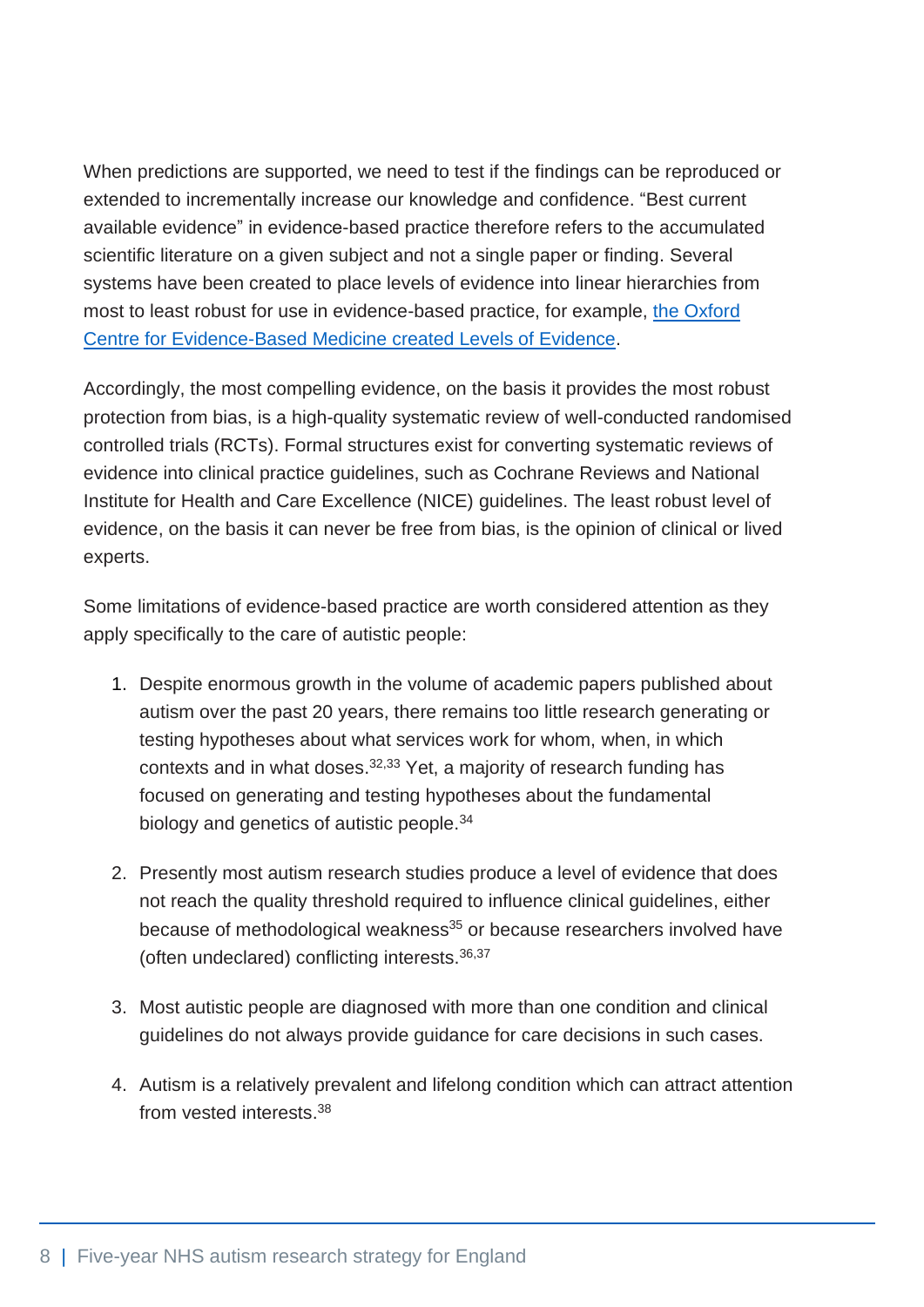When predictions are supported, we need to test if the findings can be reproduced or extended to incrementally increase our knowledge and confidence. "Best current available evidence" in evidence-based practice therefore refers to the accumulated scientific literature on a given subject and not a single paper or finding. Several systems have been created to place levels of evidence into linear hierarchies from most to least robust for use in evidence-based practice, for example, [the Oxford Centre for Evidence-Based Medicine created Levels of Evidence](#).

Accordingly, the most compelling evidence, on the basis it provides the most robust protection from bias, is a high-quality systematic review of well-conducted randomised controlled trials (RCTs). Formal structures exist for converting systematic reviews of evidence into clinical practice guidelines, such as Cochrane Reviews and National Institute for Health and Care Excellence (NICE) guidelines. The least robust level of evidence, on the basis it can never be free from bias, is the opinion of clinical or lived experts.

Some limitations of evidence-based practice are worth considered attention as they apply specifically to the care of autistic people:

1. Despite enormous growth in the volume of academic papers published about autism over the past 20 years, there remains too little research generating or testing hypotheses about what services work for whom, when, in which contexts and in what doses.[32,33] Yet, a majority of research funding has focused on generating and testing hypotheses about the fundamental biology and genetics of autistic people.[34]

2. Presently most autism research studies produce a level of evidence that does not reach the quality threshold required to influence clinical guidelines, either because of methodological weakness[35] or because researchers involved have (often undeclared) conflicting interests.[36,37]

3. Most autistic people are diagnosed with more than one condition and clinical guidelines do not always provide guidance for care decisions in such cases.

4. Autism is a relatively prevalent and lifelong condition which can attract attention from vested interests.[38]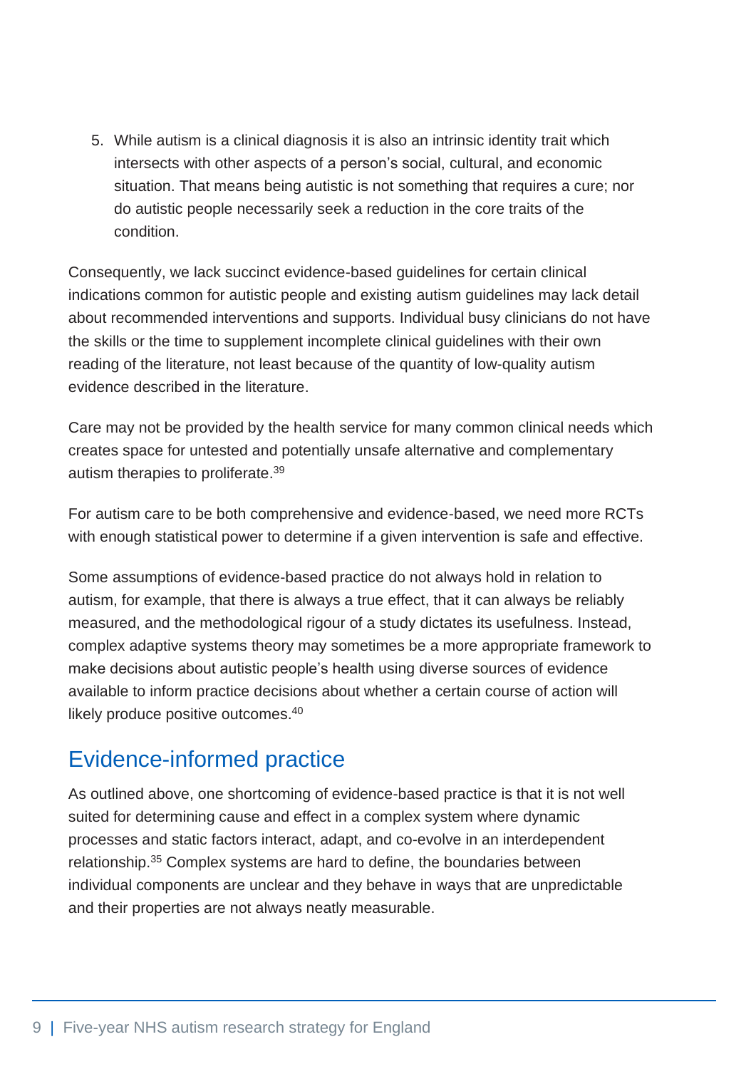5. While autism is a clinical diagnosis it is also an intrinsic identity trait which intersects with other aspects of a person's social, cultural, and economic situation. That means being autistic is not something that requires a cure; nor do autistic people necessarily seek a reduction in the core traits of the condition.

Consequently, we lack succinct evidence-based guidelines for certain clinical indications common for autistic people and existing autism guidelines may lack detail about recommended interventions and supports. Individual busy clinicians do not have the skills or the time to supplement incomplete clinical guidelines with their own reading of the literature, not least because of the quantity of low-quality autism evidence described in the literature.

Care may not be provided by the health service for many common clinical needs which creates space for untested and potentially unsafe alternative and complementary autism therapies to proliferate.[39]

For autism care to be both comprehensive and evidence-based, we need more RCTs with enough statistical power to determine if a given intervention is safe and effective.

Some assumptions of evidence-based practice do not always hold in relation to autism, for example, that there is always a true effect, that it can always be reliably measured, and the methodological rigour of a study dictates its usefulness. Instead, complex adaptive systems theory may sometimes be a more appropriate framework to make decisions about autistic people's health using diverse sources of evidence available to inform practice decisions about whether a certain course of action will likely produce positive outcomes.[40]

## Evidence-informed practice

As outlined above, one shortcoming of evidence-based practice is that it is not well suited for determining cause and effect in a complex system where dynamic processes and static factors interact, adapt, and co-evolve in an interdependent relationship.[35] Complex systems are hard to define, the boundaries between individual components are unclear and they behave in ways that are unpredictable and their properties are not always neatly measurable.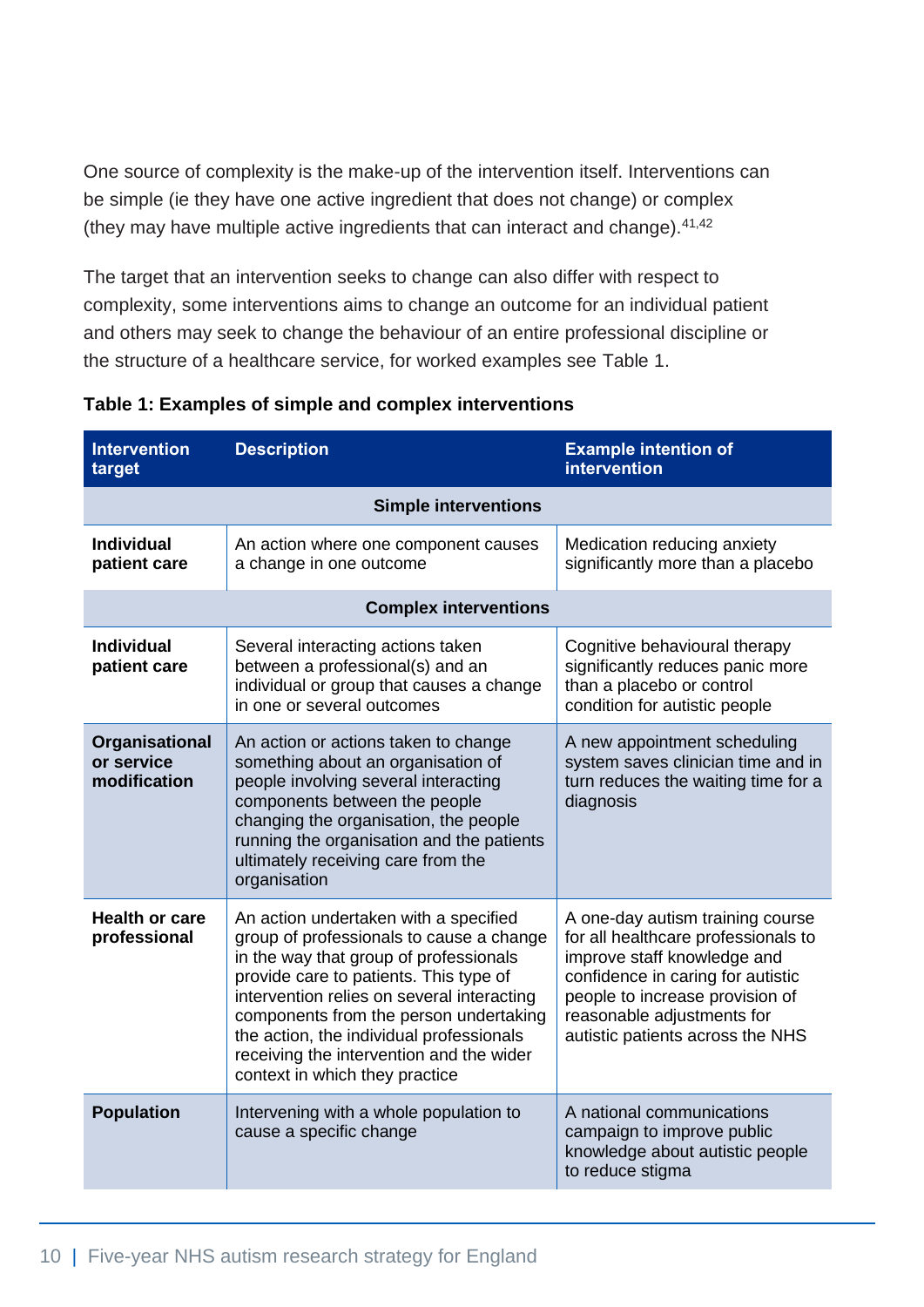One source of complexity is the make-up of the intervention itself. Interventions can be simple (ie they have one active ingredient that does not change) or complex (they may have multiple active ingredients that can interact and change).[41,42]

The target that an intervention seeks to change can also differ with respect to complexity, some interventions aims to change an outcome for an individual patient and others may seek to change the behaviour of an entire professional discipline or the structure of a healthcare service, for worked examples see Table 1.

**Table 1: Examples of simple and complex interventions**

| Intervention target | Description | Example intention of intervention |
|---|---|---|
| **Simple interventions** | | |
| **Individual patient care** | An action where one component causes a change in one outcome | Medication reducing anxiety significantly more than a placebo |
| **Complex interventions** | | |
| **Individual patient care** | Several interacting actions taken between a professional(s) and an individual or group that causes a change in one or several outcomes | Cognitive behavioural therapy significantly reduces panic more than a placebo or control condition for autistic people |
| **Organisational or service modification** | An action or actions taken to change something about an organisation of people involving several interacting components between the people changing the organisation, the people running the organisation and the patients ultimately receiving care from the organisation | A new appointment scheduling system saves clinician time and in turn reduces the waiting time for a diagnosis |
| **Health or care professional** | An action undertaken with a specified group of professionals to cause a change in the way that group of professionals provide care to patients. This type of intervention relies on several interacting components from the person undertaking the action, the individual professionals receiving the intervention and the wider context in which they practice | A one-day autism training course for all healthcare professionals to improve staff knowledge and confidence in caring for autistic people to increase provision of reasonable adjustments for autistic patients across the NHS |
| **Population** | Intervening with a whole population to cause a specific change | A national communications campaign to improve public knowledge about autistic people to reduce stigma |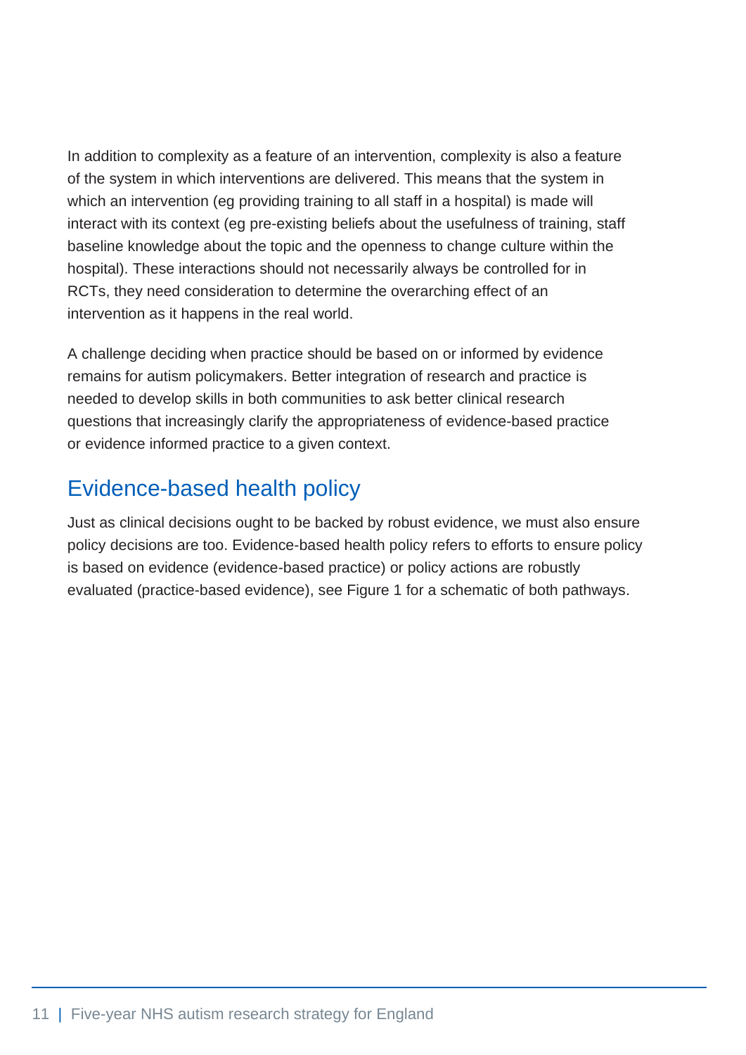In addition to complexity as a feature of an intervention, complexity is also a feature of the system in which interventions are delivered. This means that the system in which an intervention (eg providing training to all staff in a hospital) is made will interact with its context (eg pre-existing beliefs about the usefulness of training, staff baseline knowledge about the topic and the openness to change culture within the hospital). These interactions should not necessarily always be controlled for in RCTs, they need consideration to determine the overarching effect of an intervention as it happens in the real world.

A challenge deciding when practice should be based on or informed by evidence remains for autism policymakers. Better integration of research and practice is needed to develop skills in both communities to ask better clinical research questions that increasingly clarify the appropriateness of evidence-based practice or evidence informed practice to a given context.

## Evidence-based health policy

Just as clinical decisions ought to be backed by robust evidence, we must also ensure policy decisions are too. Evidence-based health policy refers to efforts to ensure policy is based on evidence (evidence-based practice) or policy actions are robustly evaluated (practice-based evidence), see Figure 1 for a schematic of both pathways.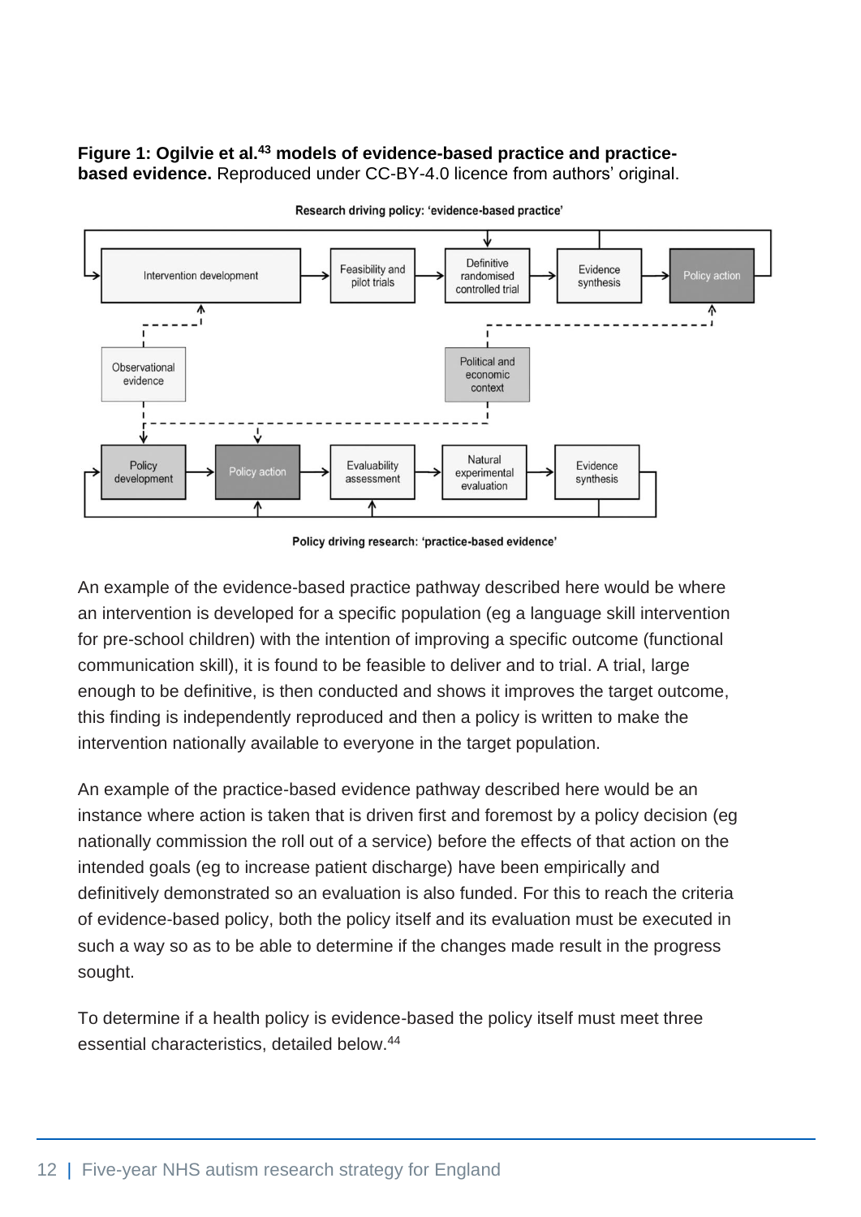**Figure 1: Ogilvie et al.[43] models of evidence-based practice and practice-based evidence.** Reproduced under CC-BY-4.0 licence from authors' original.

Research driving policy: 'evidence-based practice'

Intervention development → Feasibility and pilot trials → Definitive randomised controlled trial → Evidence synthesis → Policy action

Observational evidence

Political and economic context

Policy development → Policy action → Evaluability assessment → Natural experimental evaluation → Evidence synthesis

Policy driving research: 'practice-based evidence'

An example of the evidence-based practice pathway described here would be where an intervention is developed for a specific population (eg a language skill intervention for pre-school children) with the intention of improving a specific outcome (functional communication skill), it is found to be feasible to deliver and to trial. A trial, large enough to be definitive, is then conducted and shows it improves the target outcome, this finding is independently reproduced and then a policy is written to make the intervention nationally available to everyone in the target population.

An example of the practice-based evidence pathway described here would be an instance where action is taken that is driven first and foremost by a policy decision (eg nationally commission the roll out of a service) before the effects of that action on the intended goals (eg to increase patient discharge) have been empirically and definitively demonstrated so an evaluation is also funded. For this to reach the criteria of evidence-based policy, both the policy itself and its evaluation must be executed in such a way so as to be able to determine if the changes made result in the progress sought.

To determine if a health policy is evidence-based the policy itself must meet three essential characteristics, detailed below.[44]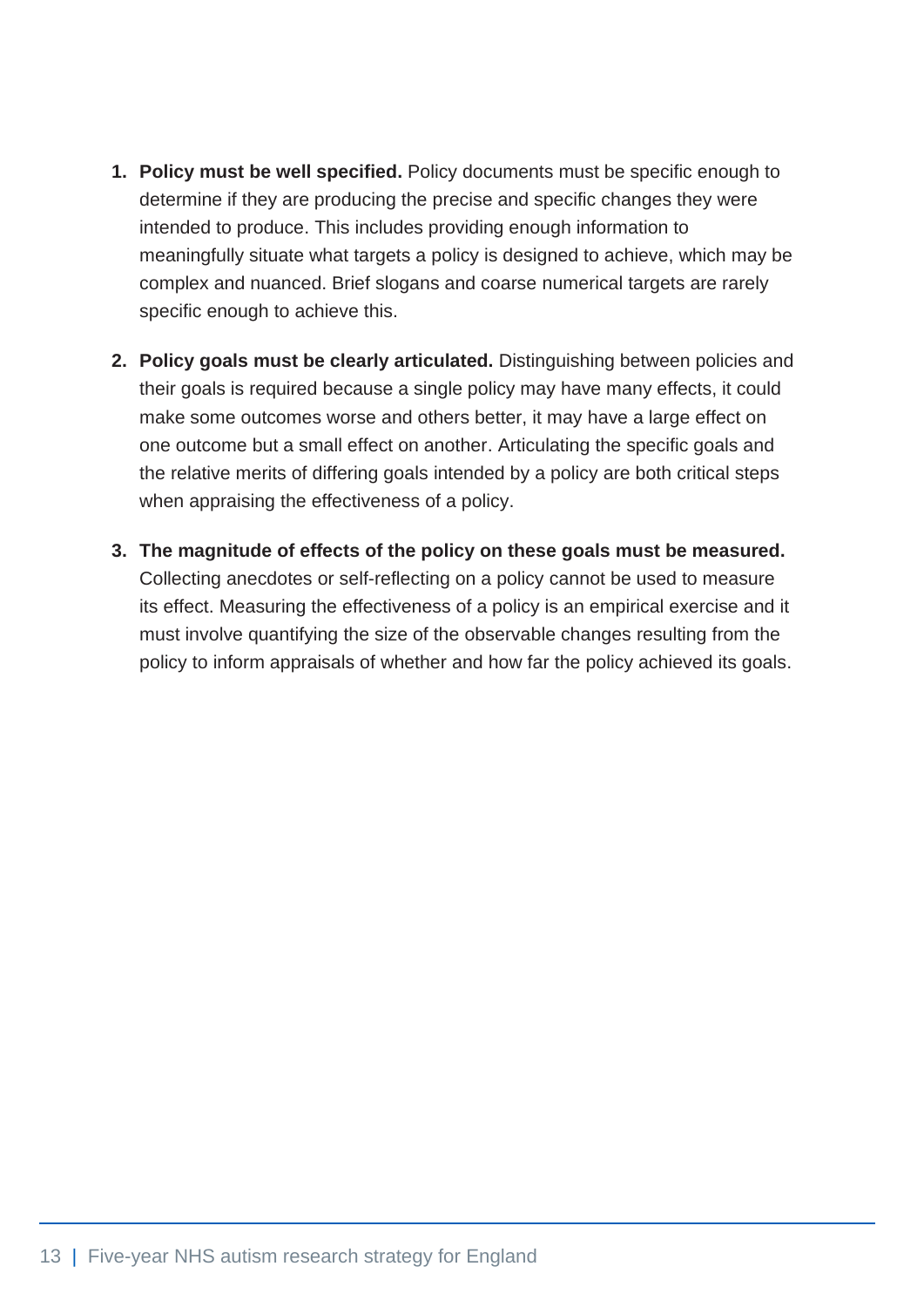1. **Policy must be well specified.** Policy documents must be specific enough to determine if they are producing the precise and specific changes they were intended to produce. This includes providing enough information to meaningfully situate what targets a policy is designed to achieve, which may be complex and nuanced. Brief slogans and coarse numerical targets are rarely specific enough to achieve this.

2. **Policy goals must be clearly articulated.** Distinguishing between policies and their goals is required because a single policy may have many effects, it could make some outcomes worse and others better, it may have a large effect on one outcome but a small effect on another. Articulating the specific goals and the relative merits of differing goals intended by a policy are both critical steps when appraising the effectiveness of a policy.

3. **The magnitude of effects of the policy on these goals must be measured.** Collecting anecdotes or self-reflecting on a policy cannot be used to measure its effect. Measuring the effectiveness of a policy is an empirical exercise and it must involve quantifying the size of the observable changes resulting from the policy to inform appraisals of whether and how far the policy achieved its goals.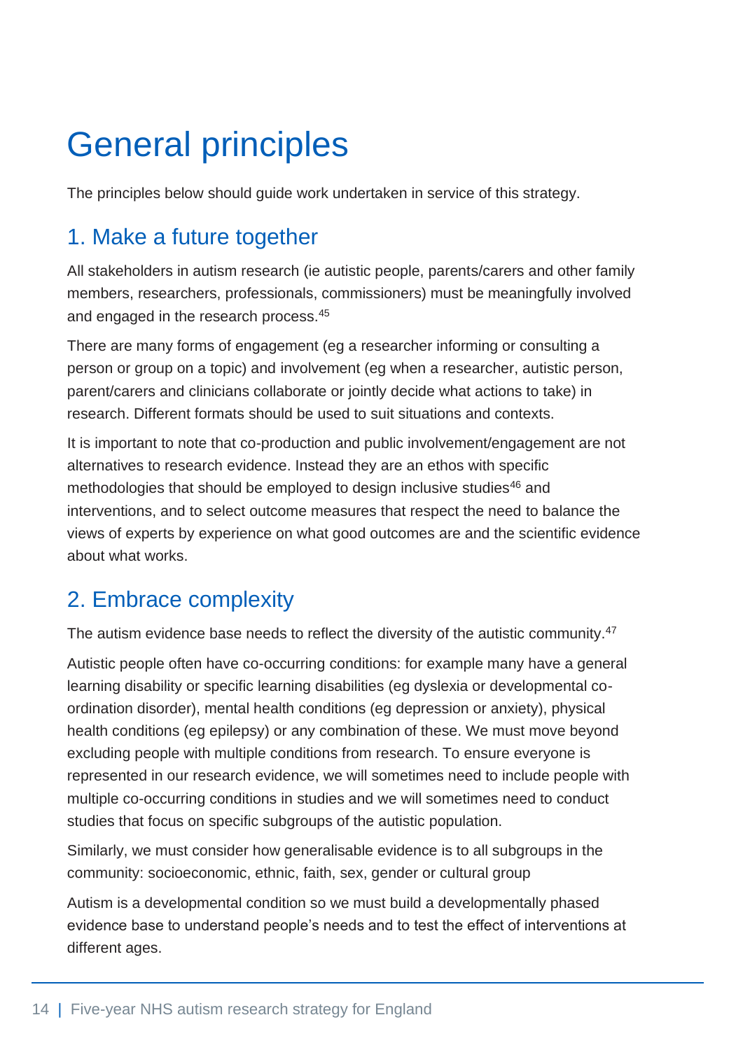# General principles

The principles below should guide work undertaken in service of this strategy.

## 1. Make a future together

All stakeholders in autism research (ie autistic people, parents/carers and other family members, researchers, professionals, commissioners) must be meaningfully involved and engaged in the research process.[45]

There are many forms of engagement (eg a researcher informing or consulting a person or group on a topic) and involvement (eg when a researcher, autistic person, parent/carers and clinicians collaborate or jointly decide what actions to take) in research. Different formats should be used to suit situations and contexts.

It is important to note that co-production and public involvement/engagement are not alternatives to research evidence. Instead they are an ethos with specific methodologies that should be employed to design inclusive studies[46] and interventions, and to select outcome measures that respect the need to balance the views of experts by experience on what good outcomes are and the scientific evidence about what works.

## 2. Embrace complexity

The autism evidence base needs to reflect the diversity of the autistic community.[47]

Autistic people often have co-occurring conditions: for example many have a general learning disability or specific learning disabilities (eg dyslexia or developmental co-ordination disorder), mental health conditions (eg depression or anxiety), physical health conditions (eg epilepsy) or any combination of these. We must move beyond excluding people with multiple conditions from research. To ensure everyone is represented in our research evidence, we will sometimes need to include people with multiple co-occurring conditions in studies and we will sometimes need to conduct studies that focus on specific subgroups of the autistic population.

Similarly, we must consider how generalisable evidence is to all subgroups in the community: socioeconomic, ethnic, faith, sex, gender or cultural group

Autism is a developmental condition so we must build a developmentally phased evidence base to understand people's needs and to test the effect of interventions at different ages.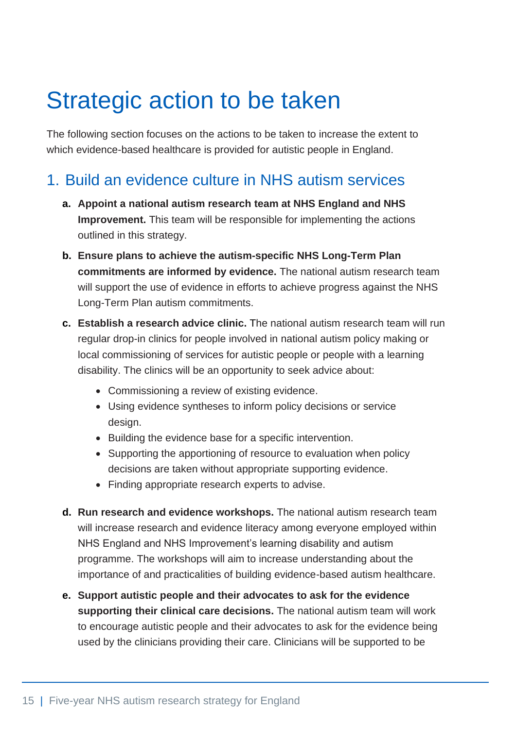# Strategic action to be taken

The following section focuses on the actions to be taken to increase the extent to which evidence-based healthcare is provided for autistic people in England.

## 1. Build an evidence culture in NHS autism services

a. **Appoint a national autism research team at NHS England and NHS Improvement.** This team will be responsible for implementing the actions outlined in this strategy.

b. **Ensure plans to achieve the autism-specific NHS Long-Term Plan commitments are informed by evidence.** The national autism research team will support the use of evidence in efforts to achieve progress against the NHS Long-Term Plan autism commitments.

c. **Establish a research advice clinic.** The national autism research team will run regular drop-in clinics for people involved in national autism policy making or local commissioning of services for autistic people or people with a learning disability. The clinics will be an opportunity to seek advice about:

   - Commissioning a review of existing evidence.
   - Using evidence syntheses to inform policy decisions or service design.
   - Building the evidence base for a specific intervention.
   - Supporting the apportioning of resource to evaluation when policy decisions are taken without appropriate supporting evidence.
   - Finding appropriate research experts to advise.

d. **Run research and evidence workshops.** The national autism research team will increase research and evidence literacy among everyone employed within NHS England and NHS Improvement's learning disability and autism programme. The workshops will aim to increase understanding about the importance of and practicalities of building evidence-based autism healthcare.

e. **Support autistic people and their advocates to ask for the evidence supporting their clinical care decisions.** The national autism team will work to encourage autistic people and their advocates to ask for the evidence being used by the clinicians providing their care. Clinicians will be supported to be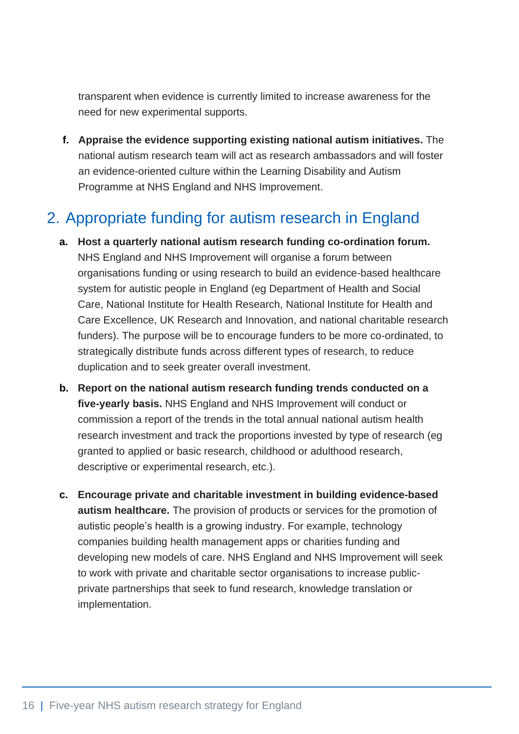transparent when evidence is currently limited to increase awareness for the need for new experimental supports.

f. **Appraise the evidence supporting existing national autism initiatives.** The national autism research team will act as research ambassadors and will foster an evidence-oriented culture within the Learning Disability and Autism Programme at NHS England and NHS Improvement.

## 2. Appropriate funding for autism research in England

a. **Host a quarterly national autism research funding co-ordination forum.** NHS England and NHS Improvement will organise a forum between organisations funding or using research to build an evidence-based healthcare system for autistic people in England (eg Department of Health and Social Care, National Institute for Health Research, National Institute for Health and Care Excellence, UK Research and Innovation, and national charitable research funders). The purpose will be to encourage funders to be more co-ordinated, to strategically distribute funds across different types of research, to reduce duplication and to seek greater overall investment.

b. **Report on the national autism research funding trends conducted on a five-yearly basis.** NHS England and NHS Improvement will conduct or commission a report of the trends in the total annual national autism health research investment and track the proportions invested by type of research (eg granted to applied or basic research, childhood or adulthood research, descriptive or experimental research, etc.).

c. **Encourage private and charitable investment in building evidence-based autism healthcare.** The provision of products or services for the promotion of autistic people's health is a growing industry. For example, technology companies building health management apps or charities funding and developing new models of care. NHS England and NHS Improvement will seek to work with private and charitable sector organisations to increase public-private partnerships that seek to fund research, knowledge translation or implementation.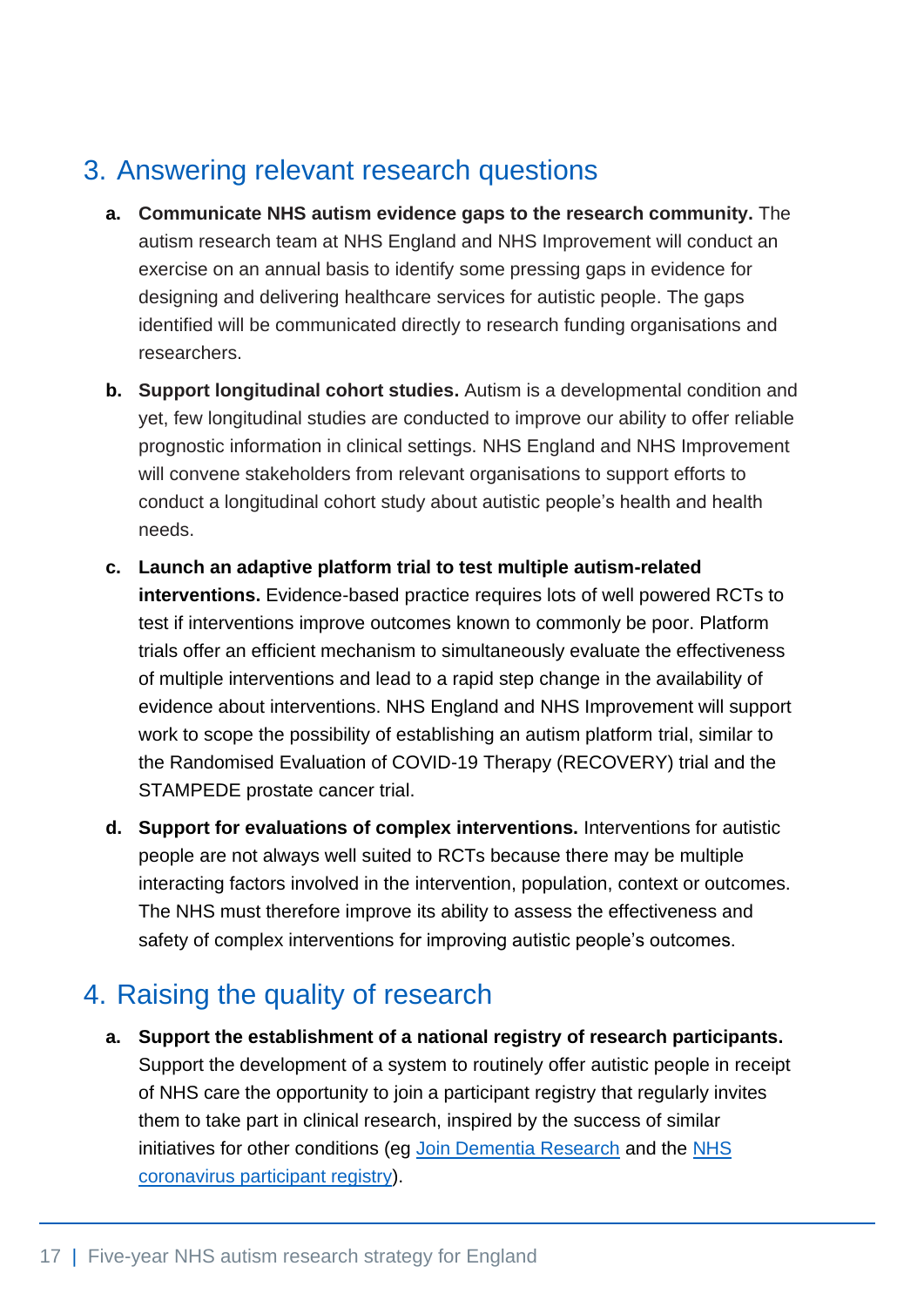## 3. Answering relevant research questions

a. **Communicate NHS autism evidence gaps to the research community.** The autism research team at NHS England and NHS Improvement will conduct an exercise on an annual basis to identify some pressing gaps in evidence for designing and delivering healthcare services for autistic people. The gaps identified will be communicated directly to research funding organisations and researchers.

b. **Support longitudinal cohort studies.** Autism is a developmental condition and yet, few longitudinal studies are conducted to improve our ability to offer reliable prognostic information in clinical settings. NHS England and NHS Improvement will convene stakeholders from relevant organisations to support efforts to conduct a longitudinal cohort study about autistic people's health and health needs.

c. **Launch an adaptive platform trial to test multiple autism-related interventions.** Evidence-based practice requires lots of well powered RCTs to test if interventions improve outcomes known to commonly be poor. Platform trials offer an efficient mechanism to simultaneously evaluate the effectiveness of multiple interventions and lead to a rapid step change in the availability of evidence about interventions. NHS England and NHS Improvement will support work to scope the possibility of establishing an autism platform trial, similar to the Randomised Evaluation of COVID-19 Therapy (RECOVERY) trial and the STAMPEDE prostate cancer trial.

d. **Support for evaluations of complex interventions.** Interventions for autistic people are not always well suited to RCTs because there may be multiple interacting factors involved in the intervention, population, context or outcomes. The NHS must therefore improve its ability to assess the effectiveness and safety of complex interventions for improving autistic people's outcomes.

## 4. Raising the quality of research

a. **Support the establishment of a national registry of research participants.** Support the development of a system to routinely offer autistic people in receipt of NHS care the opportunity to join a participant registry that regularly invites them to take part in clinical research, inspired by the success of similar initiatives for other conditions (eg Join Dementia Research and the NHS coronavirus participant registry).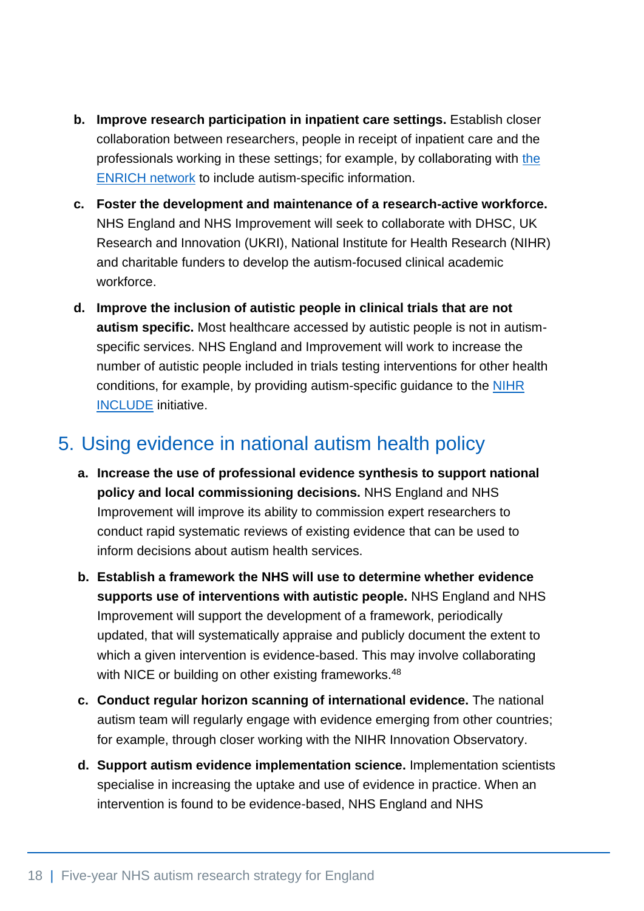b. **Improve research participation in inpatient care settings.** Establish closer collaboration between researchers, people in receipt of inpatient care and the professionals working in these settings; for example, by collaborating with the ENRICH network to include autism-specific information.

c. **Foster the development and maintenance of a research-active workforce.** NHS England and NHS Improvement will seek to collaborate with DHSC, UK Research and Innovation (UKRI), National Institute for Health Research (NIHR) and charitable funders to develop the autism-focused clinical academic workforce.

d. **Improve the inclusion of autistic people in clinical trials that are not autism specific.** Most healthcare accessed by autistic people is not in autism-specific services. NHS England and Improvement will work to increase the number of autistic people included in trials testing interventions for other health conditions, for example, by providing autism-specific guidance to the NIHR INCLUDE initiative.

## 5. Using evidence in national autism health policy

a. **Increase the use of professional evidence synthesis to support national policy and local commissioning decisions.** NHS England and NHS Improvement will improve its ability to commission expert researchers to conduct rapid systematic reviews of existing evidence that can be used to inform decisions about autism health services.

b. **Establish a framework the NHS will use to determine whether evidence supports use of interventions with autistic people.** NHS England and NHS Improvement will support the development of a framework, periodically updated, that will systematically appraise and publicly document the extent to which a given intervention is evidence-based. This may involve collaborating with NICE or building on other existing frameworks.[48]

c. **Conduct regular horizon scanning of international evidence.** The national autism team will regularly engage with evidence emerging from other countries; for example, through closer working with the NIHR Innovation Observatory.

d. **Support autism evidence implementation science.** Implementation scientists specialise in increasing the uptake and use of evidence in practice. When an intervention is found to be evidence-based, NHS England and NHS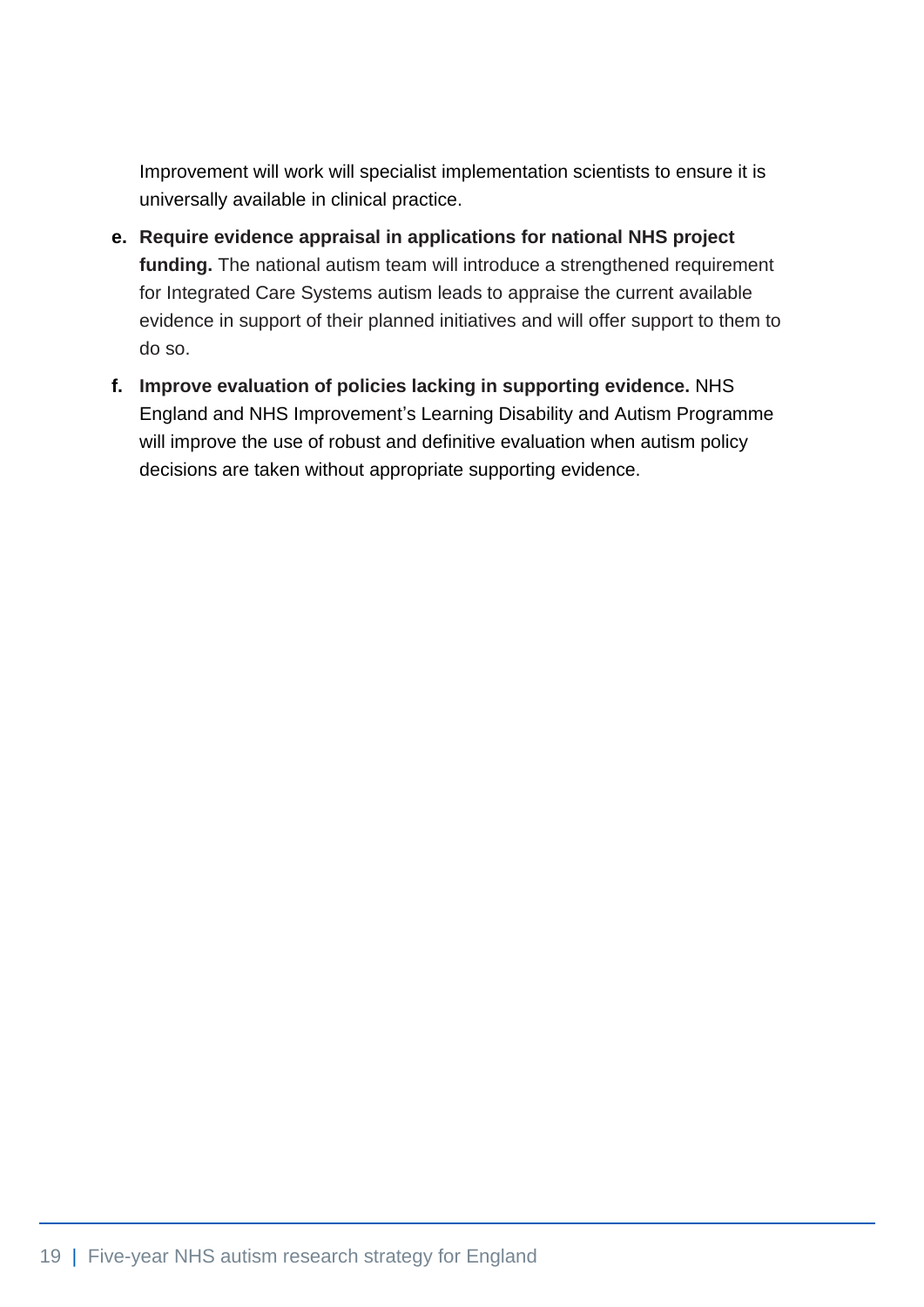Improvement will work will specialist implementation scientists to ensure it is universally available in clinical practice.

e. **Require evidence appraisal in applications for national NHS project funding.** The national autism team will introduce a strengthened requirement for Integrated Care Systems autism leads to appraise the current available evidence in support of their planned initiatives and will offer support to them to do so.

f. **Improve evaluation of policies lacking in supporting evidence.** NHS England and NHS Improvement's Learning Disability and Autism Programme will improve the use of robust and definitive evaluation when autism policy decisions are taken without appropriate supporting evidence.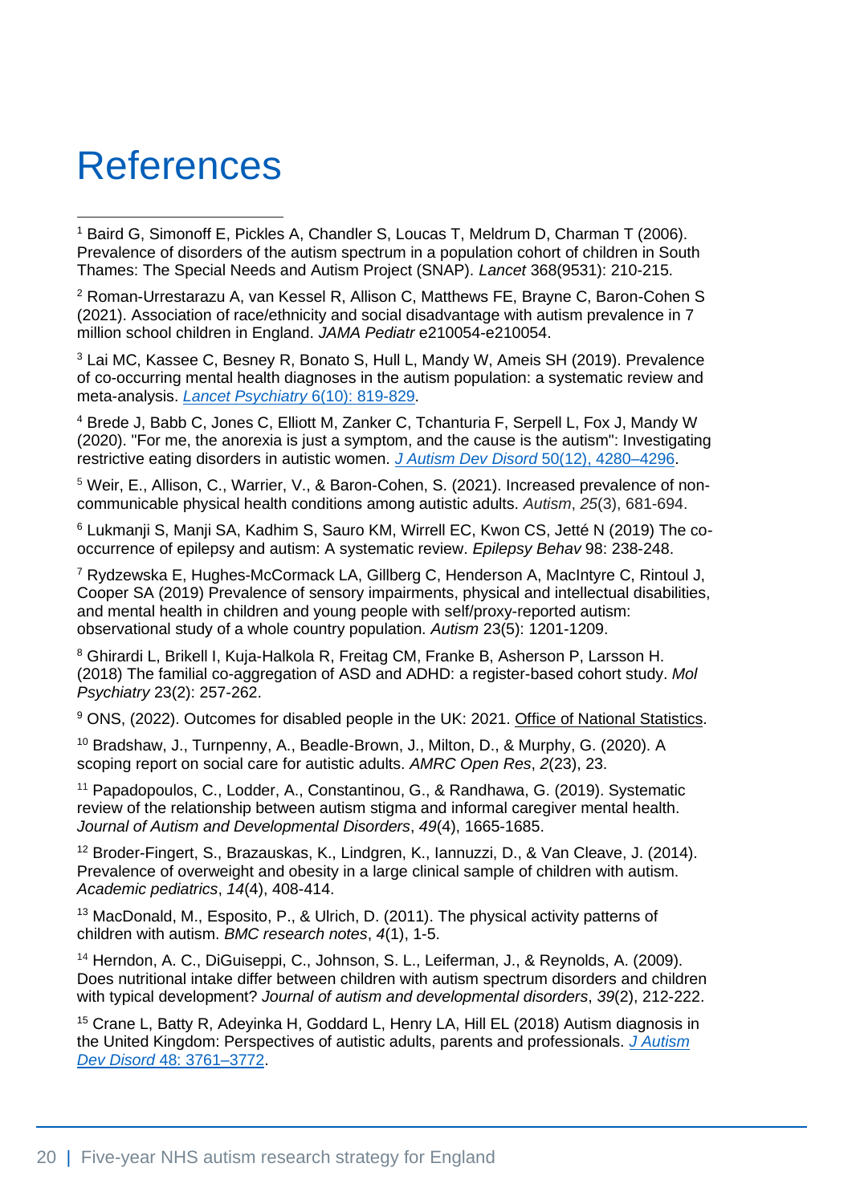# References

[1] Baird G, Simonoff E, Pickles A, Chandler S, Loucas T, Meldrum D, Charman T (2006). Prevalence of disorders of the autism spectrum in a population cohort of children in South Thames: The Special Needs and Autism Project (SNAP). *Lancet* 368(9531): 210-215.

[2] Roman-Urrestarazu A, van Kessel R, Allison C, Matthews FE, Brayne C, Baron-Cohen S (2021). Association of race/ethnicity and social disadvantage with autism prevalence in 7 million school children in England. *JAMA Pediatr* e210054-e210054.

[3] Lai MC, Kassee C, Besney R, Bonato S, Hull L, Mandy W, Ameis SH (2019). Prevalence of co-occurring mental health diagnoses in the autism population: a systematic review and meta-analysis. *Lancet Psychiatry* 6(10): 819-829.

[4] Brede J, Babb C, Jones C, Elliott M, Zanker C, Tchanturia F, Serpell L, Fox J, Mandy W (2020). "For me, the anorexia is just a symptom, and the cause is the autism": Investigating restrictive eating disorders in autistic women. *J Autism Dev Disord* 50(12), 4280–4296.

[5] Weir, E., Allison, C., Warrier, V., & Baron-Cohen, S. (2021). Increased prevalence of non-communicable physical health conditions among autistic adults. *Autism*, *25*(3), 681-694.

[6] Lukmanji S, Manji SA, Kadhim S, Sauro KM, Wirrell EC, Kwon CS, Jetté N (2019) The co-occurrence of epilepsy and autism: A systematic review. *Epilepsy Behav* 98: 238-248.

[7] Rydzewska E, Hughes-McCormack LA, Gillberg C, Henderson A, MacIntyre C, Rintoul J, Cooper SA (2019) Prevalence of sensory impairments, physical and intellectual disabilities, and mental health in children and young people with self/proxy-reported autism: observational study of a whole country population. *Autism* 23(5): 1201-1209.

[8] Ghirardi L, Brikell I, Kuja-Halkola R, Freitag CM, Franke B, Asherson P, Larsson H. (2018) The familial co-aggregation of ASD and ADHD: a register-based cohort study. *Mol Psychiatry* 23(2): 257-262.

[9] ONS, (2022). Outcomes for disabled people in the UK: 2021. Office of National Statistics.

[10] Bradshaw, J., Turnpenny, A., Beadle-Brown, J., Milton, D., & Murphy, G. (2020). A scoping report on social care for autistic adults. *AMRC Open Res*, *2*(23), 23.

[11] Papadopoulos, C., Lodder, A., Constantinou, G., & Randhawa, G. (2019). Systematic review of the relationship between autism stigma and informal caregiver mental health. *Journal of Autism and Developmental Disorders*, *49*(4), 1665-1685.

[12] Broder-Fingert, S., Brazauskas, K., Lindgren, K., Iannuzzi, D., & Van Cleave, J. (2014). Prevalence of overweight and obesity in a large clinical sample of children with autism. *Academic pediatrics*, *14*(4), 408-414.

[13] MacDonald, M., Esposito, P., & Ulrich, D. (2011). The physical activity patterns of children with autism. *BMC research notes*, *4*(1), 1-5.

[14] Herndon, A. C., DiGuiseppi, C., Johnson, S. L., Leiferman, J., & Reynolds, A. (2009). Does nutritional intake differ between children with autism spectrum disorders and children with typical development? *Journal of autism and developmental disorders*, *39*(2), 212-222.

[15] Crane L, Batty R, Adeyinka H, Goddard L, Henry LA, Hill EL (2018) Autism diagnosis in the United Kingdom: Perspectives of autistic adults, parents and professionals. *J Autism Dev Disord* 48: 3761–3772.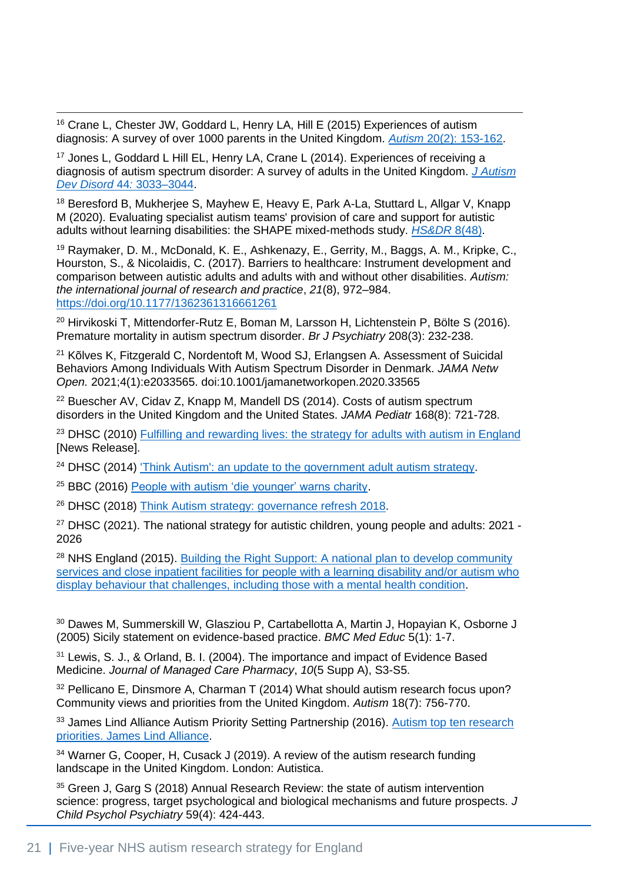[16] Crane L, Chester JW, Goddard L, Henry LA, Hill E (2015) Experiences of autism diagnosis: A survey of over 1000 parents in the United Kingdom. *Autism* 20(2): 153-162.

[17] Jones L, Goddard L Hill EL, Henry LA, Crane L (2014). Experiences of receiving a diagnosis of autism spectrum disorder: A survey of adults in the United Kingdom. *J Autism Dev Disord* 44: 3033–3044.

[18] Beresford B, Mukherjee S, Mayhew E, Heavy E, Park A-La, Stuttard L, Allgar V, Knapp M (2020). Evaluating specialist autism teams' provision of care and support for autistic adults without learning disabilities: the SHAPE mixed-methods study. *HS&DR* 8(48).

[19] Raymaker, D. M., McDonald, K. E., Ashkenazy, E., Gerrity, M., Baggs, A. M., Kripke, C., Hourston, S., & Nicolaidis, C. (2017). Barriers to healthcare: Instrument development and comparison between autistic adults and adults with and without other disabilities. *Autism: the international journal of research and practice*, *21*(8), 972–984. https://doi.org/10.1177/1362361316661261

[20] Hirvikoski T, Mittendorfer-Rutz E, Boman M, Larsson H, Lichtenstein P, Bölte S (2016). Premature mortality in autism spectrum disorder. *Br J Psychiatry* 208(3): 232-238.

[21] Kõlves K, Fitzgerald C, Nordentoft M, Wood SJ, Erlangsen A. Assessment of Suicidal Behaviors Among Individuals With Autism Spectrum Disorder in Denmark. *JAMA Netw Open.* 2021;4(1):e2033565. doi:10.1001/jamanetworkopen.2020.33565

[22] Buescher AV, Cidav Z, Knapp M, Mandell DS (2014). Costs of autism spectrum disorders in the United Kingdom and the United States. *JAMA Pediatr* 168(8): 721-728.

[23] DHSC (2010) Fulfilling and rewarding lives: the strategy for adults with autism in England [News Release].

[24] DHSC (2014) 'Think Autism': an update to the government adult autism strategy.

[25] BBC (2016) People with autism 'die younger' warns charity.

[26] DHSC (2018) Think Autism strategy: governance refresh 2018.

[27] DHSC (2021). The national strategy for autistic children, young people and adults: 2021 - 2026

[28] NHS England (2015). Building the Right Support: A national plan to develop community services and close inpatient facilities for people with a learning disability and/or autism who display behaviour that challenges, including those with a mental health condition.

[30] Dawes M, Summerskill W, Glasziou P, Cartabellotta A, Martin J, Hopayian K, Osborne J (2005) Sicily statement on evidence-based practice. *BMC Med Educ* 5(1): 1-7.

[31] Lewis, S. J., & Orland, B. I. (2004). The importance and impact of Evidence Based Medicine. *Journal of Managed Care Pharmacy*, *10*(5 Supp A), S3-S5.

[32] Pellicano E, Dinsmore A, Charman T (2014) What should autism research focus upon? Community views and priorities from the United Kingdom. *Autism* 18(7): 756-770.

[33] James Lind Alliance Autism Priority Setting Partnership (2016). Autism top ten research priorities. James Lind Alliance.

[34] Warner G, Cooper, H, Cusack J (2019). A review of the autism research funding landscape in the United Kingdom. London: Autistica.

[35] Green J, Garg S (2018) Annual Research Review: the state of autism intervention science: progress, target psychological and biological mechanisms and future prospects. *J Child Psychol Psychiatry* 59(4): 424-443.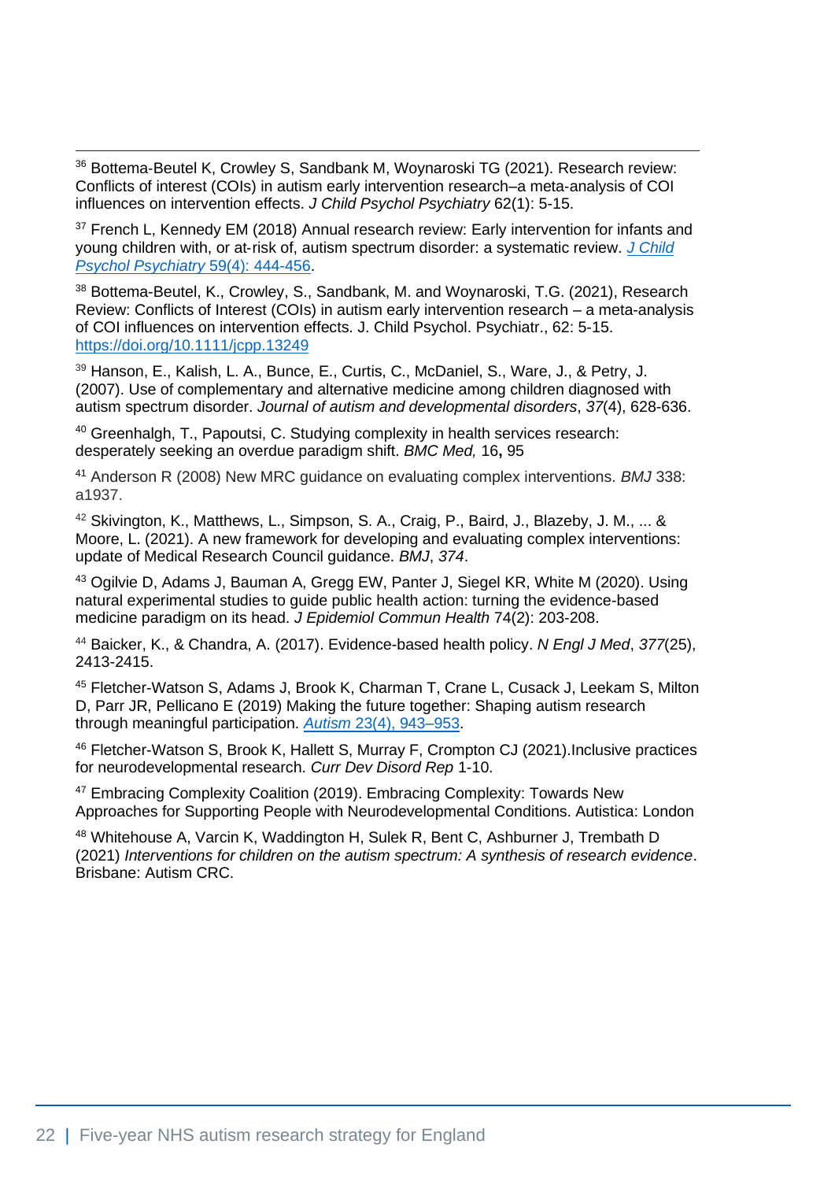[36] Bottema-Beutel K, Crowley S, Sandbank M, Woynaroski TG (2021). Research review: Conflicts of interest (COIs) in autism early intervention research–a meta-analysis of COI influences on intervention effects. *J Child Psychol Psychiatry* 62(1): 5-15.

[37] French L, Kennedy EM (2018) Annual research review: Early intervention for infants and young children with, or at-risk of, autism spectrum disorder: a systematic review. [*J Child Psychol Psychiatry* 59(4): 444-456].

[38] Bottema-Beutel, K., Crowley, S., Sandbank, M. and Woynaroski, T.G. (2021), Research Review: Conflicts of Interest (COIs) in autism early intervention research – a meta-analysis of COI influences on intervention effects. J. Child Psychol. Psychiatr., 62: 5-15. https://doi.org/10.1111/jcpp.13249

[39] Hanson, E., Kalish, L. A., Bunce, E., Curtis, C., McDaniel, S., Ware, J., & Petry, J. (2007). Use of complementary and alternative medicine among children diagnosed with autism spectrum disorder. *Journal of autism and developmental disorders*, *37*(4), 628-636.

[40] Greenhalgh, T., Papoutsi, C. Studying complexity in health services research: desperately seeking an overdue paradigm shift. *BMC Med,* 16**,** 95

[41] Anderson R (2008) New MRC guidance on evaluating complex interventions. *BMJ* 338: a1937.

[42] Skivington, K., Matthews, L., Simpson, S. A., Craig, P., Baird, J., Blazeby, J. M., ... & Moore, L. (2021). A new framework for developing and evaluating complex interventions: update of Medical Research Council guidance. *BMJ*, *374*.

[43] Ogilvie D, Adams J, Bauman A, Gregg EW, Panter J, Siegel KR, White M (2020). Using natural experimental studies to guide public health action: turning the evidence-based medicine paradigm on its head. *J Epidemiol Commun Health* 74(2): 203-208.

[44] Baicker, K., & Chandra, A. (2017). Evidence-based health policy. *N Engl J Med*, *377*(25), 2413-2415.

[45] Fletcher-Watson S, Adams J, Brook K, Charman T, Crane L, Cusack J, Leekam S, Milton D, Parr JR, Pellicano E (2019) Making the future together: Shaping autism research through meaningful participation. [*Autism* 23(4), 943–953].

[46] Fletcher-Watson S, Brook K, Hallett S, Murray F, Crompton CJ (2021).Inclusive practices for neurodevelopmental research. *Curr Dev Disord Rep* 1-10.

[47] Embracing Complexity Coalition (2019). Embracing Complexity: Towards New Approaches for Supporting People with Neurodevelopmental Conditions. Autistica: London

[48] Whitehouse A, Varcin K, Waddington H, Sulek R, Bent C, Ashburner J, Trembath D (2021) *Interventions for children on the autism spectrum: A synthesis of research evidence*. Brisbane: Autism CRC.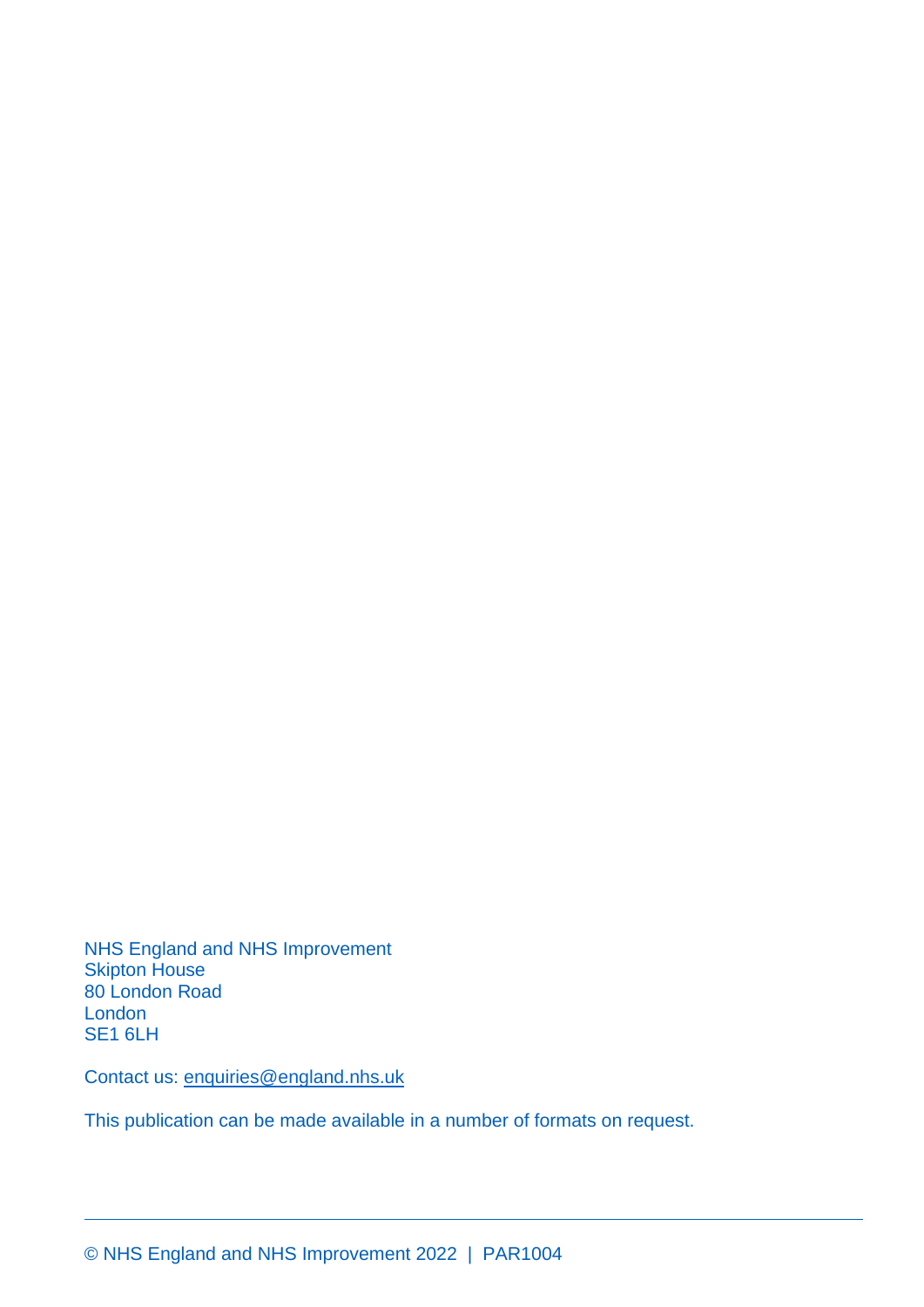NHS England and NHS Improvement
Skipton House
80 London Road
London
SE1 6LH

Contact us: [enquiries@england.nhs.uk](mailto:enquiries@england.nhs.uk)

This publication can be made available in a number of formats on request.

© NHS England and NHS Improvement 2022 | PAR1004